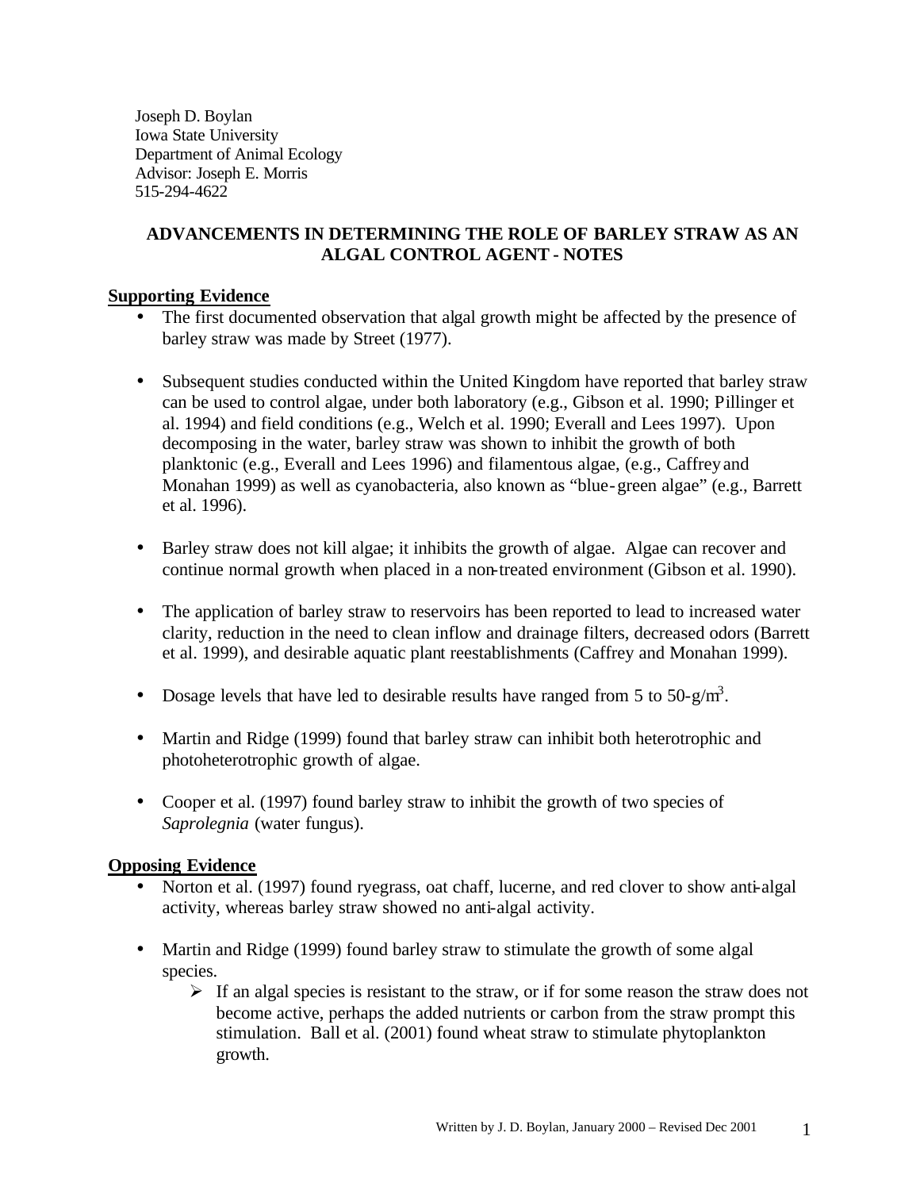Joseph D. Boylan
Iowa State University
Department of Animal Ecology
Advisor: Joseph E. Morris
515-294-4622

## ADVANCEMENTS IN DETERMINING THE ROLE OF BARLEY STRAW AS AN ALGAL CONTROL AGENT - NOTES

### Supporting Evidence

- The first documented observation that algal growth might be affected by the presence of barley straw was made by Street (1977).

- Subsequent studies conducted within the United Kingdom have reported that barley straw can be used to control algae, under both laboratory (e.g., Gibson et al. 1990; Pillinger et al. 1994) and field conditions (e.g., Welch et al. 1990; Everall and Lees 1997). Upon decomposing in the water, barley straw was shown to inhibit the growth of both planktonic (e.g., Everall and Lees 1996) and filamentous algae, (e.g., Caffrey and Monahan 1999) as well as cyanobacteria, also known as "blue-green algae" (e.g., Barrett et al. 1996).

- Barley straw does not kill algae; it inhibits the growth of algae. Algae can recover and continue normal growth when placed in a non-treated environment (Gibson et al. 1990).

- The application of barley straw to reservoirs has been reported to lead to increased water clarity, reduction in the need to clean inflow and drainage filters, decreased odors (Barrett et al. 1999), and desirable aquatic plant reestablishments (Caffrey and Monahan 1999).

- Dosage levels that have led to desirable results have ranged from 5 to 50-g/$m^3$.

- Martin and Ridge (1999) found that barley straw can inhibit both heterotrophic and photoheterotrophic growth of algae.

- Cooper et al. (1997) found barley straw to inhibit the growth of two species of *Saprolegnia* (water fungus).

### Opposing Evidence

- Norton et al. (1997) found ryegrass, oat chaff, lucerne, and red clover to show anti-algal activity, whereas barley straw showed no anti-algal activity.

- Martin and Ridge (1999) found barley straw to stimulate the growth of some algal species.
  - If an algal species is resistant to the straw, or if for some reason the straw does not become active, perhaps the added nutrients or carbon from the straw prompt this stimulation. Ball et al. (2001) found wheat straw to stimulate phytoplankton growth.

Written by J. D. Boylan, January 2000 – Revised Dec 2001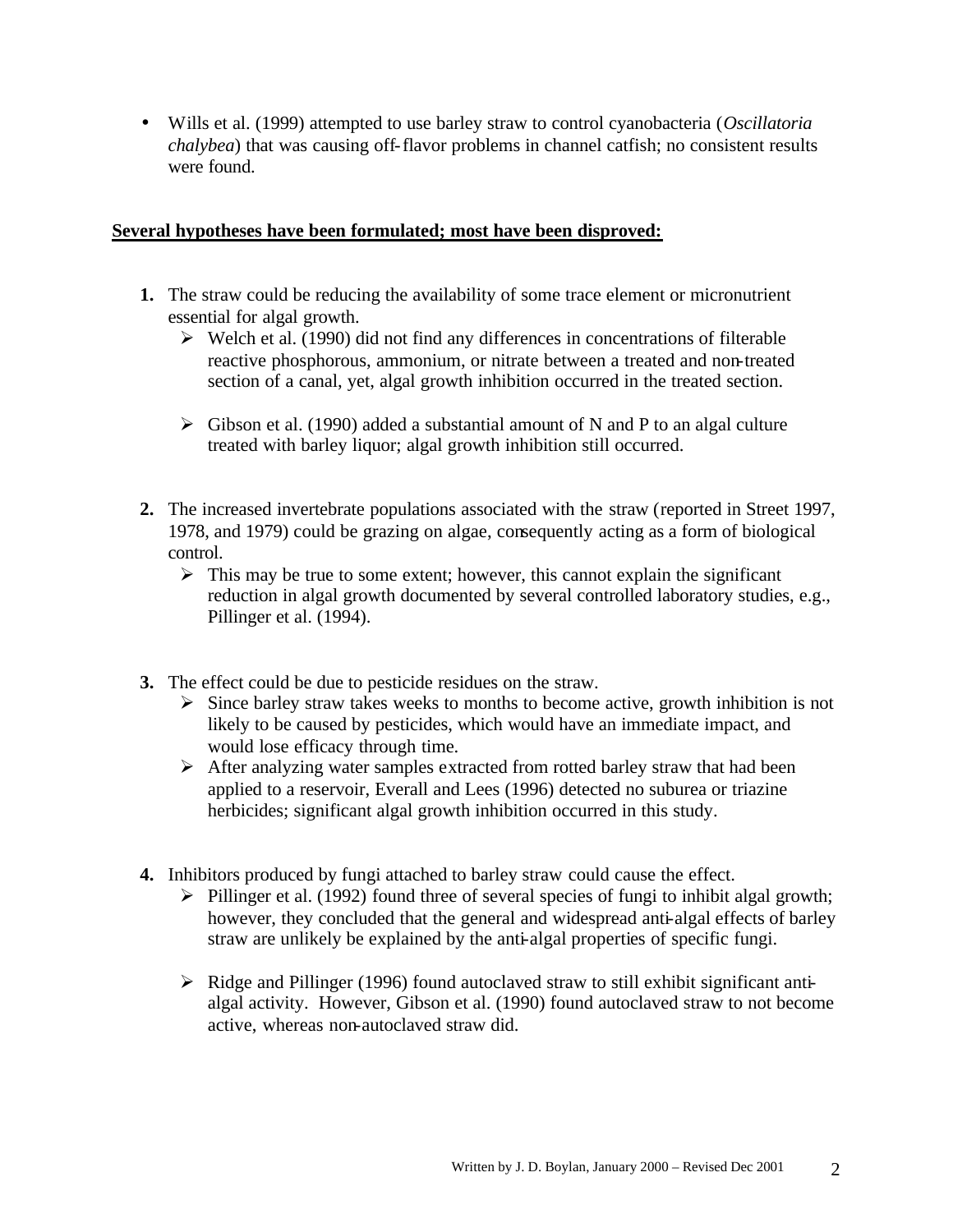- Wills et al. (1999) attempted to use barley straw to control cyanobacteria (*Oscillatoria chalybea*) that was causing off-flavor problems in channel catfish; no consistent results were found.

**Several hypotheses have been formulated; most have been disproved:**

1. The straw could be reducing the availability of some trace element or micronutrient essential for algal growth.
   - Welch et al. (1990) did not find any differences in concentrations of filterable reactive phosphorous, ammonium, or nitrate between a treated and non-treated section of a canal, yet, algal growth inhibition occurred in the treated section.
   - Gibson et al. (1990) added a substantial amount of N and P to an algal culture treated with barley liquor; algal growth inhibition still occurred.

2. The increased invertebrate populations associated with the straw (reported in Street 1997, 1978, and 1979) could be grazing on algae, consequently acting as a form of biological control.
   - This may be true to some extent; however, this cannot explain the significant reduction in algal growth documented by several controlled laboratory studies, e.g., Pillinger et al. (1994).

3. The effect could be due to pesticide residues on the straw.
   - Since barley straw takes weeks to months to become active, growth inhibition is not likely to be caused by pesticides, which would have an immediate impact, and would lose efficacy through time.
   - After analyzing water samples extracted from rotted barley straw that had been applied to a reservoir, Everall and Lees (1996) detected no suburea or triazine herbicides; significant algal growth inhibition occurred in this study.

4. Inhibitors produced by fungi attached to barley straw could cause the effect.
   - Pillinger et al. (1992) found three of several species of fungi to inhibit algal growth; however, they concluded that the general and widespread anti-algal effects of barley straw are unlikely be explained by the anti-algal properties of specific fungi.
   - Ridge and Pillinger (1996) found autoclaved straw to still exhibit significant anti-algal activity. However, Gibson et al. (1990) found autoclaved straw to not become active, whereas non-autoclaved straw did.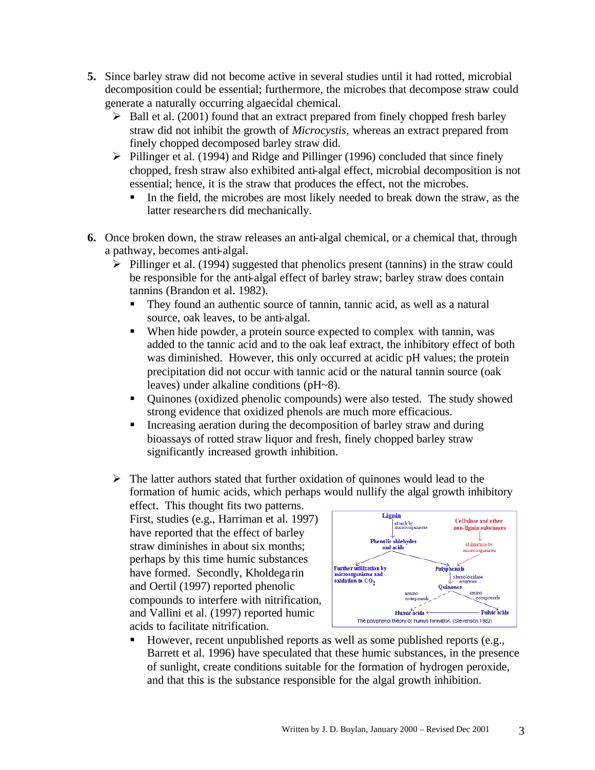5. Since barley straw did not become active in several studies until it had rotted, microbial decomposition could be essential; furthermore, the microbes that decompose straw could generate a naturally occurring algaecidal chemical.
   - Ball et al. (2001) found that an extract prepared from finely chopped fresh barley straw did not inhibit the growth of *Microcystis*, whereas an extract prepared from finely chopped decomposed barley straw did.
   - Pillinger et al. (1994) and Ridge and Pillinger (1996) concluded that since finely chopped, fresh straw also exhibited anti-algal effect, microbial decomposition is not essential; hence, it is the straw that produces the effect, not the microbes.
     - In the field, the microbes are most likely needed to break down the straw, as the latter researchers did mechanically.

6. Once broken down, the straw releases an anti-algal chemical, or a chemical that, through a pathway, becomes anti-algal.
   - Pillinger et al. (1994) suggested that phenolics present (tannins) in the straw could be responsible for the anti-algal effect of barley straw; barley straw does contain tannins (Brandon et al. 1982).
     - They found an authentic source of tannin, tannic acid, as well as a natural source, oak leaves, to be anti-algal.
     - When hide powder, a protein source expected to complex with tannin, was added to the tannic acid and to the oak leaf extract, the inhibitory effect of both was diminished. However, this only occurred at acidic pH values; the protein precipitation did not occur with tannic acid or the natural tannin source (oak leaves) under alkaline conditions (pH~8).
     - Quinones (oxidized phenolic compounds) were also tested. The study showed strong evidence that oxidized phenols are much more efficacious.
     - Increasing aeration during the decomposition of barley straw and during bioassays of rotted straw liquor and fresh, finely chopped barley straw significantly increased growth inhibition.

   - The latter authors stated that further oxidation of quinones would lead to the formation of humic acids, which perhaps would nullify the algal growth inhibitory effect. This thought fits two patterns. First, studies (e.g., Harriman et al. 1997) have reported that the effect of barley straw diminishes in about six months; perhaps by this time humic substances have formed. Secondly, Kholdegarin and Oertil (1997) reported phenolic compounds to interfere with nitrification, and Vallini et al. (1997) reported humic acids to facilitate nitrification.

Lignin
attack by microorganisms
Cellulose and other non-lignin substances
utilization by microorganisms
Phenolic aldehydes and acids
Further utilization by microorganisms and oxidation to $CO_2$
Polyphenols
phenoloxidase enzymes
Quinones
amino compounds
amino compounds
Humic acids
Fulvic acids

The polyphenol theory of humus formation. (Stevenson 1982)

     - However, recent unpublished reports as well as some published reports (e.g., Barrett et al. 1996) have speculated that these humic substances, in the presence of sunlight, create conditions suitable for the formation of hydrogen peroxide, and that this is the substance responsible for the algal growth inhibition.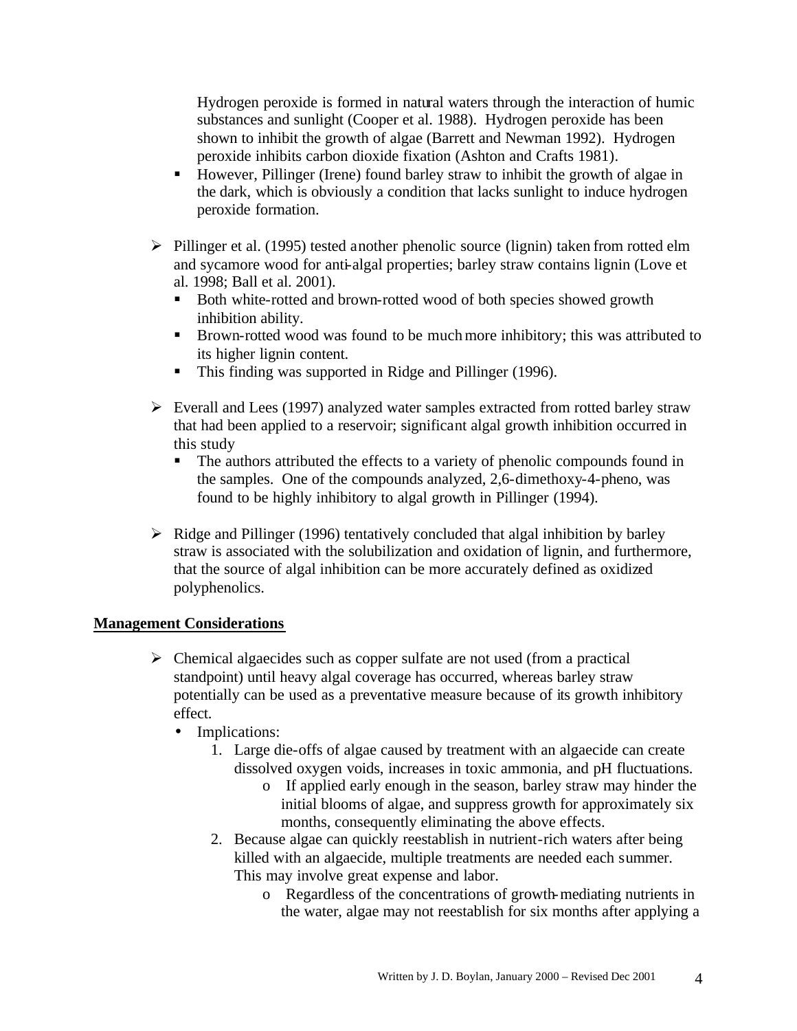Hydrogen peroxide is formed in natural waters through the interaction of humic substances and sunlight (Cooper et al. 1988). Hydrogen peroxide has been shown to inhibit the growth of algae (Barrett and Newman 1992). Hydrogen peroxide inhibits carbon dioxide fixation (Ashton and Crafts 1981).

- However, Pillinger (Irene) found barley straw to inhibit the growth of algae in the dark, which is obviously a condition that lacks sunlight to induce hydrogen peroxide formation.

- Pillinger et al. (1995) tested another phenolic source (lignin) taken from rotted elm and sycamore wood for anti-algal properties; barley straw contains lignin (Love et al. 1998; Ball et al. 2001).
  - Both white-rotted and brown-rotted wood of both species showed growth inhibition ability.
  - Brown-rotted wood was found to be much more inhibitory; this was attributed to its higher lignin content.
  - This finding was supported in Ridge and Pillinger (1996).

- Everall and Lees (1997) analyzed water samples extracted from rotted barley straw that had been applied to a reservoir; significant algal growth inhibition occurred in this study
  - The authors attributed the effects to a variety of phenolic compounds found in the samples. One of the compounds analyzed, 2,6-dimethoxy-4-pheno, was found to be highly inhibitory to algal growth in Pillinger (1994).

- Ridge and Pillinger (1996) tentatively concluded that algal inhibition by barley straw is associated with the solubilization and oxidation of lignin, and furthermore, that the source of algal inhibition can be more accurately defined as oxidized polyphenolics.

**Management Considerations**

- Chemical algaecides such as copper sulfate are not used (from a practical standpoint) until heavy algal coverage has occurred, whereas barley straw potentially can be used as a preventative measure because of its growth inhibitory effect.
  - Implications:
    1. Large die-offs of algae caused by treatment with an algaecide can create dissolved oxygen voids, increases in toxic ammonia, and pH fluctuations.
       - If applied early enough in the season, barley straw may hinder the initial blooms of algae, and suppress growth for approximately six months, consequently eliminating the above effects.
    2. Because algae can quickly reestablish in nutrient-rich waters after being killed with an algaecide, multiple treatments are needed each summer. This may involve great expense and labor.
       - Regardless of the concentrations of growth-mediating nutrients in the water, algae may not reestablish for six months after applying a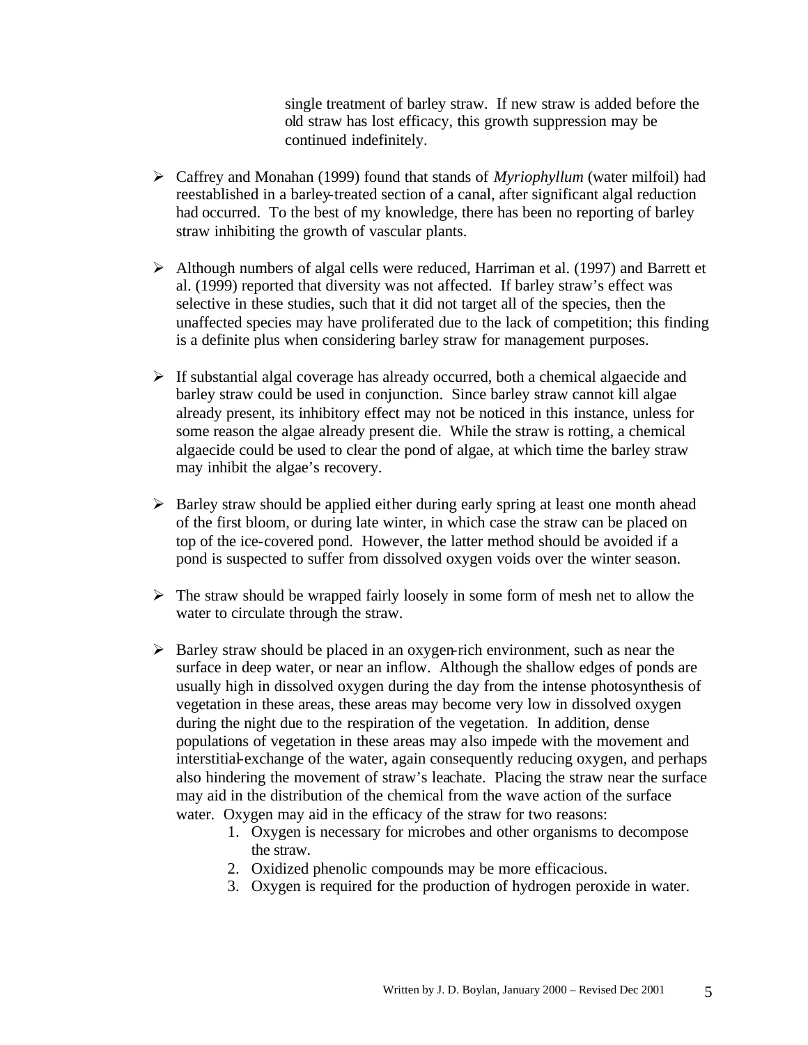single treatment of barley straw. If new straw is added before the old straw has lost efficacy, this growth suppression may be continued indefinitely.

- Caffrey and Monahan (1999) found that stands of *Myriophyllum* (water milfoil) had reestablished in a barley-treated section of a canal, after significant algal reduction had occurred. To the best of my knowledge, there has been no reporting of barley straw inhibiting the growth of vascular plants.

- Although numbers of algal cells were reduced, Harriman et al. (1997) and Barrett et al. (1999) reported that diversity was not affected. If barley straw's effect was selective in these studies, such that it did not target all of the species, then the unaffected species may have proliferated due to the lack of competition; this finding is a definite plus when considering barley straw for management purposes.

- If substantial algal coverage has already occurred, both a chemical algaecide and barley straw could be used in conjunction. Since barley straw cannot kill algae already present, its inhibitory effect may not be noticed in this instance, unless for some reason the algae already present die. While the straw is rotting, a chemical algaecide could be used to clear the pond of algae, at which time the barley straw may inhibit the algae's recovery.

- Barley straw should be applied either during early spring at least one month ahead of the first bloom, or during late winter, in which case the straw can be placed on top of the ice-covered pond. However, the latter method should be avoided if a pond is suspected to suffer from dissolved oxygen voids over the winter season.

- The straw should be wrapped fairly loosely in some form of mesh net to allow the water to circulate through the straw.

- Barley straw should be placed in an oxygen-rich environment, such as near the surface in deep water, or near an inflow. Although the shallow edges of ponds are usually high in dissolved oxygen during the day from the intense photosynthesis of vegetation in these areas, these areas may become very low in dissolved oxygen during the night due to the respiration of the vegetation. In addition, dense populations of vegetation in these areas may also impede with the movement and interstitial-exchange of the water, again consequently reducing oxygen, and perhaps also hindering the movement of straw's leachate. Placing the straw near the surface may aid in the distribution of the chemical from the wave action of the surface water. Oxygen may aid in the efficacy of the straw for two reasons:
    1. Oxygen is necessary for microbes and other organisms to decompose the straw.
    2. Oxidized phenolic compounds may be more efficacious.
    3. Oxygen is required for the production of hydrogen peroxide in water.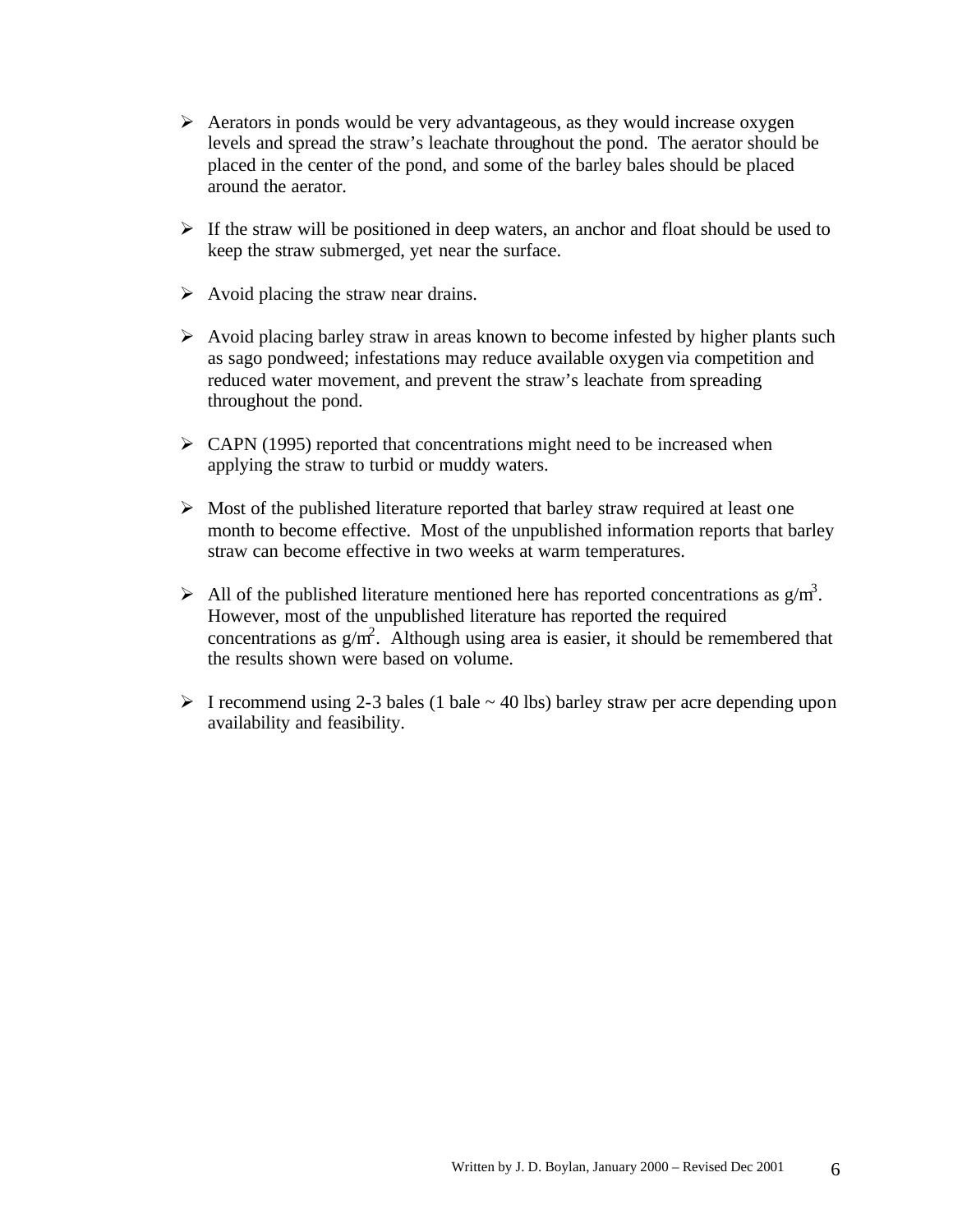- Aerators in ponds would be very advantageous, as they would increase oxygen levels and spread the straw's leachate throughout the pond. The aerator should be placed in the center of the pond, and some of the barley bales should be placed around the aerator.

- If the straw will be positioned in deep waters, an anchor and float should be used to keep the straw submerged, yet near the surface.

- Avoid placing the straw near drains.

- Avoid placing barley straw in areas known to become infested by higher plants such as sago pondweed; infestations may reduce available oxygen via competition and reduced water movement, and prevent the straw's leachate from spreading throughout the pond.

- CAPN (1995) reported that concentrations might need to be increased when applying the straw to turbid or muddy waters.

- Most of the published literature reported that barley straw required at least one month to become effective. Most of the unpublished information reports that barley straw can become effective in two weeks at warm temperatures.

- All of the published literature mentioned here has reported concentrations as $g/m^3$. However, most of the unpublished literature has reported the required concentrations as $g/m^2$. Although using area is easier, it should be remembered that the results shown were based on volume.

- I recommend using 2-3 bales (1 bale ~ 40 lbs) barley straw per acre depending upon availability and feasibility.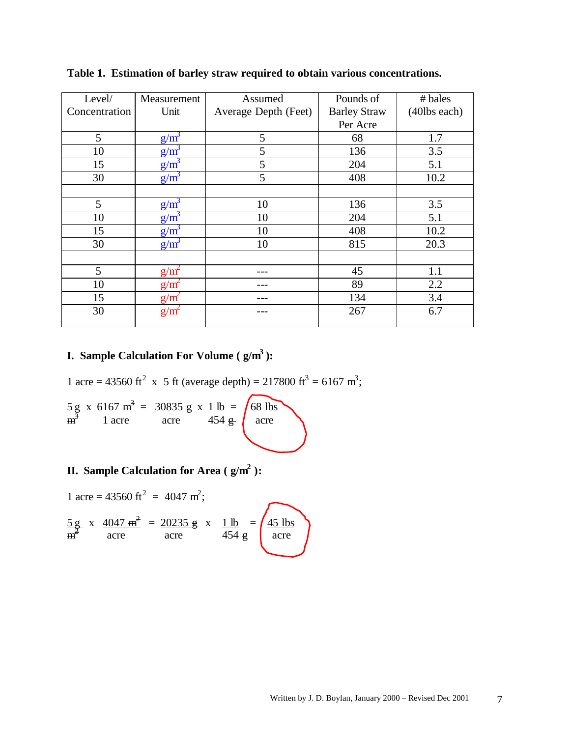**Table 1. Estimation of barley straw required to obtain various concentrations.**

| Level/ Concentration | Measurement Unit | Assumed Average Depth (Feet) | Pounds of Barley Straw Per Acre | # bales (40lbs each) |
|---|---|---|---|---|
| 5 | $g/m^3$ | 5 | 68 | 1.7 |
| 10 | $g/m^3$ | 5 | 136 | 3.5 |
| 15 | $g/m^3$ | 5 | 204 | 5.1 |
| 30 | $g/m^3$ | 5 | 408 | 10.2 |
| | | | | |
| 5 | $g/m^3$ | 10 | 136 | 3.5 |
| 10 | $g/m^3$ | 10 | 204 | 5.1 |
| 15 | $g/m^3$ | 10 | 408 | 10.2 |
| 30 | $g/m^3$ | 10 | 815 | 20.3 |
| | | | | |
| 5 | $g/m^2$ | --- | 45 | 1.1 |
| 10 | $g/m^2$ | --- | 89 | 2.2 |
| 15 | $g/m^2$ | --- | 134 | 3.4 |
| 30 | $g/m^2$ | --- | 267 | 6.7 |

## I. Sample Calculation For Volume ( $g/m^3$ ):

1 acre = 43560 $ft^2$ x 5 ft (average depth) = 217800 $ft^3$ = 6167 $m^3$;

$$\frac{5\ g}{m^3} \times \frac{6167\ m^3}{1\ \text{acre}} = \frac{30835\ g}{\text{acre}} \times \frac{1\ \text{lb}}{454\ g} = \frac{68\ \text{lbs}}{\text{acre}}$$

## II. Sample Calculation for Area ( $g/m^2$ ):

1 acre = 43560 $ft^2$ = 4047 $m^2$;

$$\frac{5\ g}{m^2} \times \frac{4047\ m^2}{\text{acre}} = \frac{20235\ g}{\text{acre}} \times \frac{1\ \text{lb}}{454\ g} = \frac{45\ \text{lbs}}{\text{acre}}$$

Written by J. D. Boylan, January 2000 – Revised Dec 2001